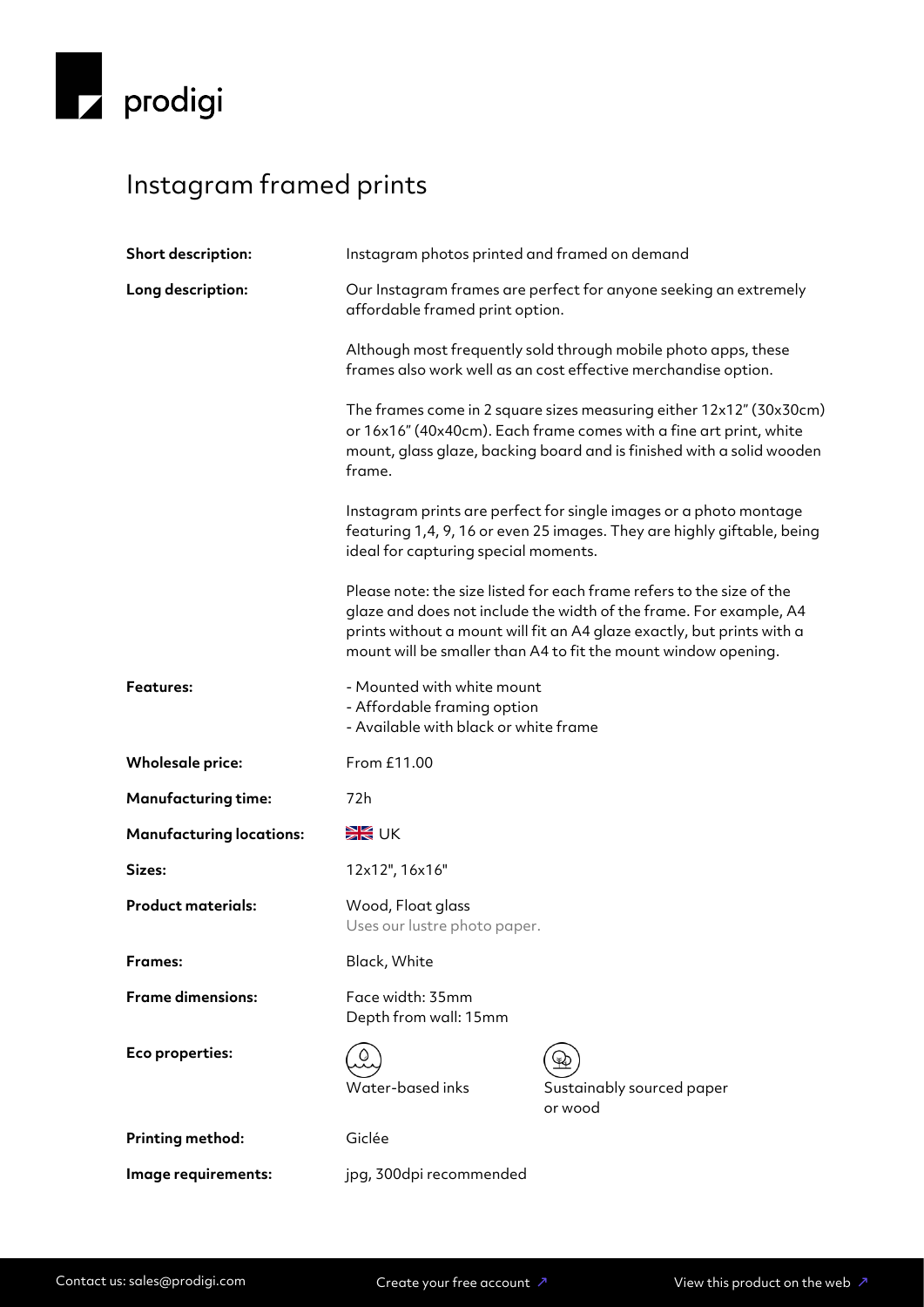prodigi

# Instagram framed prints

| | |
|---|---|
| **Short description:** | Instagram photos printed and framed on demand |
| **Long description:** | Our Instagram frames are perfect for anyone seeking an extremely affordable framed print option.<br><br>Although most frequently sold through mobile photo apps, these frames also work well as an cost effective merchandise option.<br><br>The frames come in 2 square sizes measuring either 12x12" (30x30cm) or 16x16" (40x40cm). Each frame comes with a fine art print, white mount, glass glaze, backing board and is finished with a solid wooden frame.<br><br>Instagram prints are perfect for single images or a photo montage featuring 1,4, 9, 16 or even 25 images. They are highly giftable, being ideal for capturing special moments.<br><br>Please note: the size listed for each frame refers to the size of the glaze and does not include the width of the frame. For example, A4 prints without a mount will fit an A4 glaze exactly, but prints with a mount will be smaller than A4 to fit the mount window opening. |
| **Features:** | - Mounted with white mount<br>- Affordable framing option<br>- Available with black or white frame |
| **Wholesale price:** | From £11.00 |
| **Manufacturing time:** | 72h |
| **Manufacturing locations:** | UK |
| **Sizes:** | 12x12", 16x16" |
| **Product materials:** | Wood, Float glass<br>Uses our lustre photo paper. |
| **Frames:** | Black, White |
| **Frame dimensions:** | Face width: 35mm<br>Depth from wall: 15mm |
| **Eco properties:** | Water-based inks; Sustainably sourced paper or wood |
| **Printing method:** | Giclée |
| **Image requirements:** | jpg, 300dpi recommended |

Contact us: sales@prodigi.com | Create your free account ↗ | View this product on the web ↗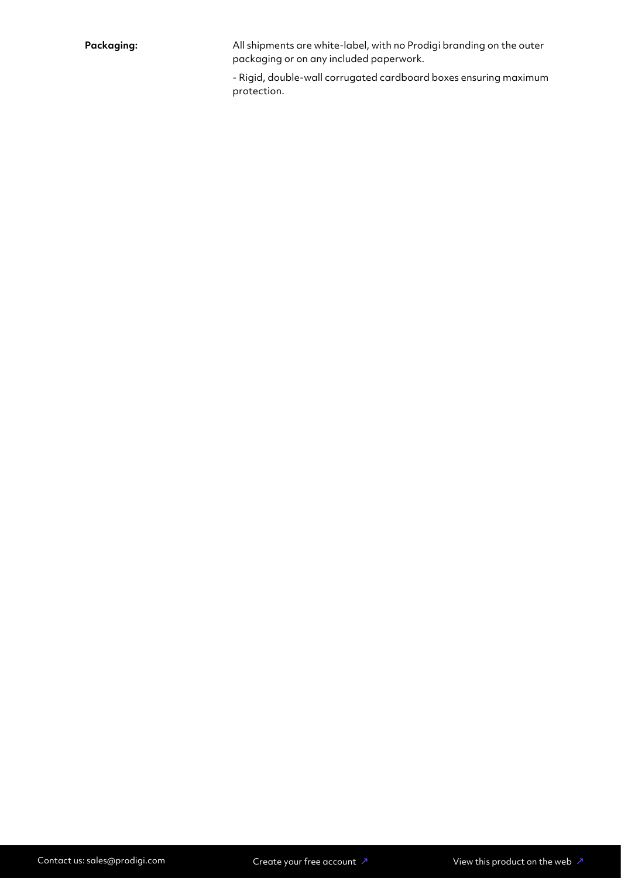**Packaging:**

All shipments are white-label, with no Prodigi branding on the outer packaging or on any included paperwork.

- Rigid, double-wall corrugated cardboard boxes ensuring maximum protection.

Contact us: sales@prodigi.com

Create your free account ↗

View this product on the web ↗